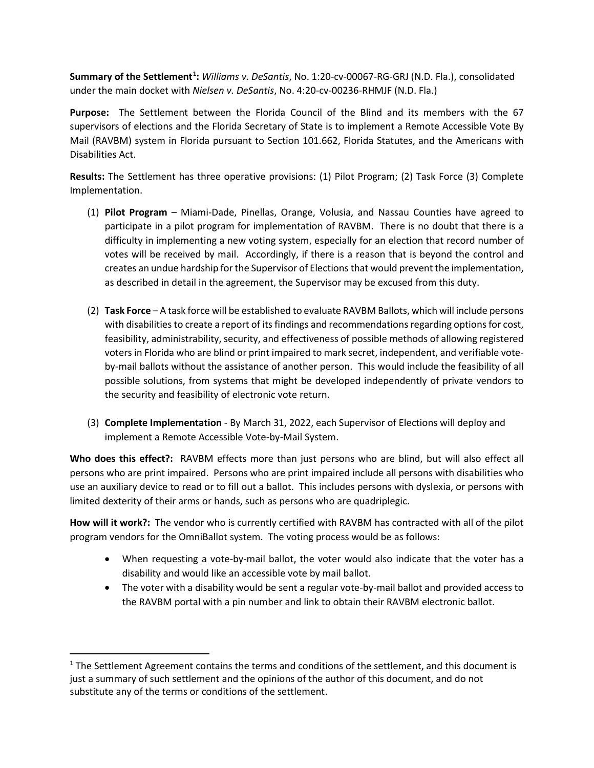**Summary of the Settlement[1]:** *Williams v. DeSantis*, No. 1:20-cv-00067-RG-GRJ (N.D. Fla.), consolidated under the main docket with *Nielsen v. DeSantis*, No. 4:20-cv-00236-RHMJF (N.D. Fla.)

**Purpose:** The Settlement between the Florida Council of the Blind and its members with the 67 supervisors of elections and the Florida Secretary of State is to implement a Remote Accessible Vote By Mail (RAVBM) system in Florida pursuant to Section 101.662, Florida Statutes, and the Americans with Disabilities Act.

**Results:** The Settlement has three operative provisions: (1) Pilot Program; (2) Task Force (3) Complete Implementation.

(1) **Pilot Program** – Miami-Dade, Pinellas, Orange, Volusia, and Nassau Counties have agreed to participate in a pilot program for implementation of RAVBM. There is no doubt that there is a difficulty in implementing a new voting system, especially for an election that record number of votes will be received by mail. Accordingly, if there is a reason that is beyond the control and creates an undue hardship for the Supervisor of Elections that would prevent the implementation, as described in detail in the agreement, the Supervisor may be excused from this duty.

(2) **Task Force** – A task force will be established to evaluate RAVBM Ballots, which will include persons with disabilities to create a report of its findings and recommendations regarding options for cost, feasibility, administrability, security, and effectiveness of possible methods of allowing registered voters in Florida who are blind or print impaired to mark secret, independent, and verifiable vote-by-mail ballots without the assistance of another person. This would include the feasibility of all possible solutions, from systems that might be developed independently of private vendors to the security and feasibility of electronic vote return.

(3) **Complete Implementation** - By March 31, 2022, each Supervisor of Elections will deploy and implement a Remote Accessible Vote-by-Mail System.

**Who does this effect?:** RAVBM effects more than just persons who are blind, but will also effect all persons who are print impaired. Persons who are print impaired include all persons with disabilities who use an auxiliary device to read or to fill out a ballot. This includes persons with dyslexia, or persons with limited dexterity of their arms or hands, such as persons who are quadriplegic.

**How will it work?:** The vendor who is currently certified with RAVBM has contracted with all of the pilot program vendors for the OmniBallot system. The voting process would be as follows:

- When requesting a vote-by-mail ballot, the voter would also indicate that the voter has a disability and would like an accessible vote by mail ballot.
- The voter with a disability would be sent a regular vote-by-mail ballot and provided access to the RAVBM portal with a pin number and link to obtain their RAVBM electronic ballot.

[1] The Settlement Agreement contains the terms and conditions of the settlement, and this document is just a summary of such settlement and the opinions of the author of this document, and do not substitute any of the terms or conditions of the settlement.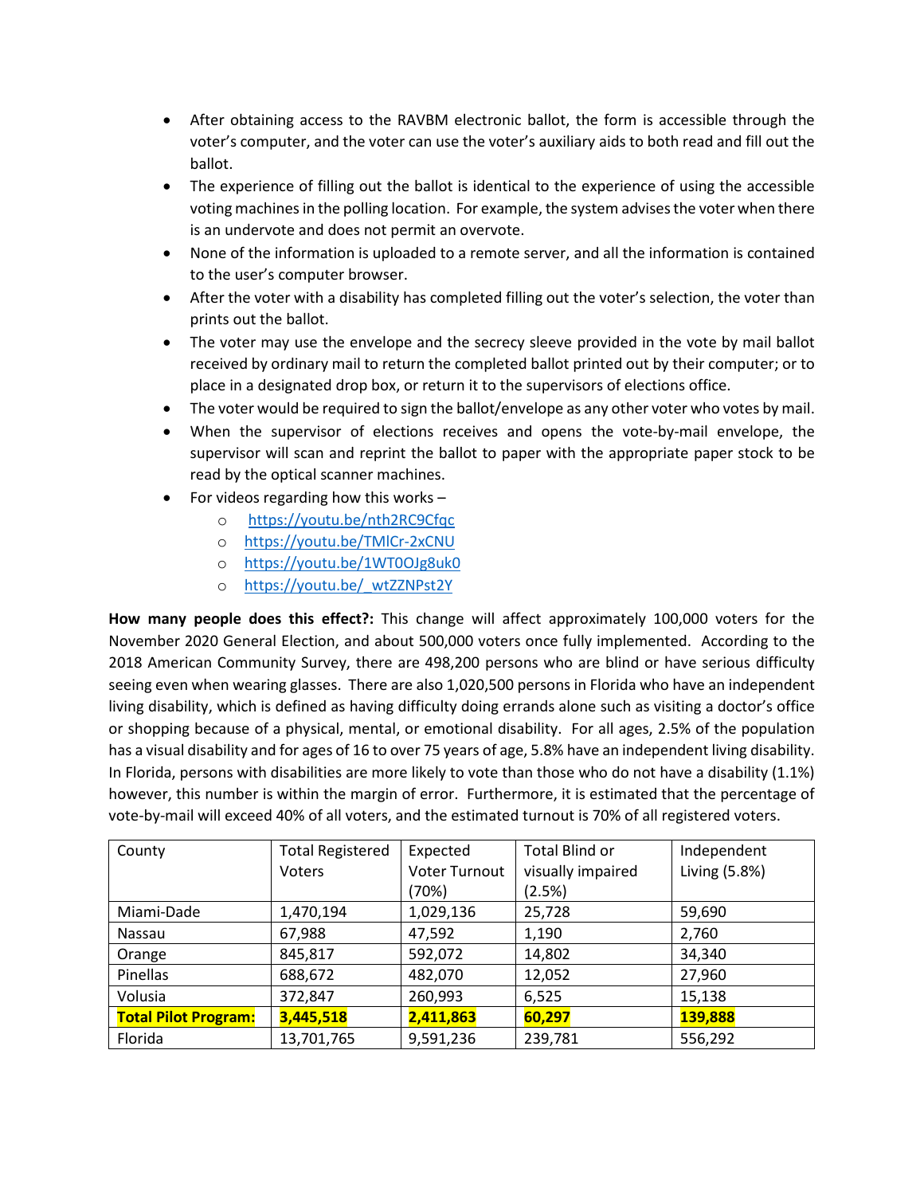- After obtaining access to the RAVBM electronic ballot, the form is accessible through the voter's computer, and the voter can use the voter's auxiliary aids to both read and fill out the ballot.
- The experience of filling out the ballot is identical to the experience of using the accessible voting machines in the polling location. For example, the system advises the voter when there is an undervote and does not permit an overvote.
- None of the information is uploaded to a remote server, and all the information is contained to the user's computer browser.
- After the voter with a disability has completed filling out the voter's selection, the voter than prints out the ballot.
- The voter may use the envelope and the secrecy sleeve provided in the vote by mail ballot received by ordinary mail to return the completed ballot printed out by their computer; or to place in a designated drop box, or return it to the supervisors of elections office.
- The voter would be required to sign the ballot/envelope as any other voter who votes by mail.
- When the supervisor of elections receives and opens the vote-by-mail envelope, the supervisor will scan and reprint the ballot to paper with the appropriate paper stock to be read by the optical scanner machines.
- For videos regarding how this works –
    - https://youtu.be/nth2RC9Cfqc
    - https://youtu.be/TMlCr-2xCNU
    - https://youtu.be/1WT0OJg8uk0
    - https://youtu.be/_wtZZNPst2Y

**How many people does this effect?:** This change will affect approximately 100,000 voters for the November 2020 General Election, and about 500,000 voters once fully implemented. According to the 2018 American Community Survey, there are 498,200 persons who are blind or have serious difficulty seeing even when wearing glasses. There are also 1,020,500 persons in Florida who have an independent living disability, which is defined as having difficulty doing errands alone such as visiting a doctor's office or shopping because of a physical, mental, or emotional disability. For all ages, 2.5% of the population has a visual disability and for ages of 16 to over 75 years of age, 5.8% have an independent living disability. In Florida, persons with disabilities are more likely to vote than those who do not have a disability (1.1%) however, this number is within the margin of error. Furthermore, it is estimated that the percentage of vote-by-mail will exceed 40% of all voters, and the estimated turnout is 70% of all registered voters.

| County | Total Registered Voters | Expected Voter Turnout (70%) | Total Blind or visually impaired (2.5%) | Independent Living (5.8%) |
|---|---|---|---|---|
| Miami-Dade | 1,470,194 | 1,029,136 | 25,728 | 59,690 |
| Nassau | 67,988 | 47,592 | 1,190 | 2,760 |
| Orange | 845,817 | 592,072 | 14,802 | 34,340 |
| Pinellas | 688,672 | 482,070 | 12,052 | 27,960 |
| Volusia | 372,847 | 260,993 | 6,525 | 15,138 |
| **Total Pilot Program:** | **3,445,518** | **2,411,863** | **60,297** | **139,888** |
| Florida | 13,701,765 | 9,591,236 | 239,781 | 556,292 |